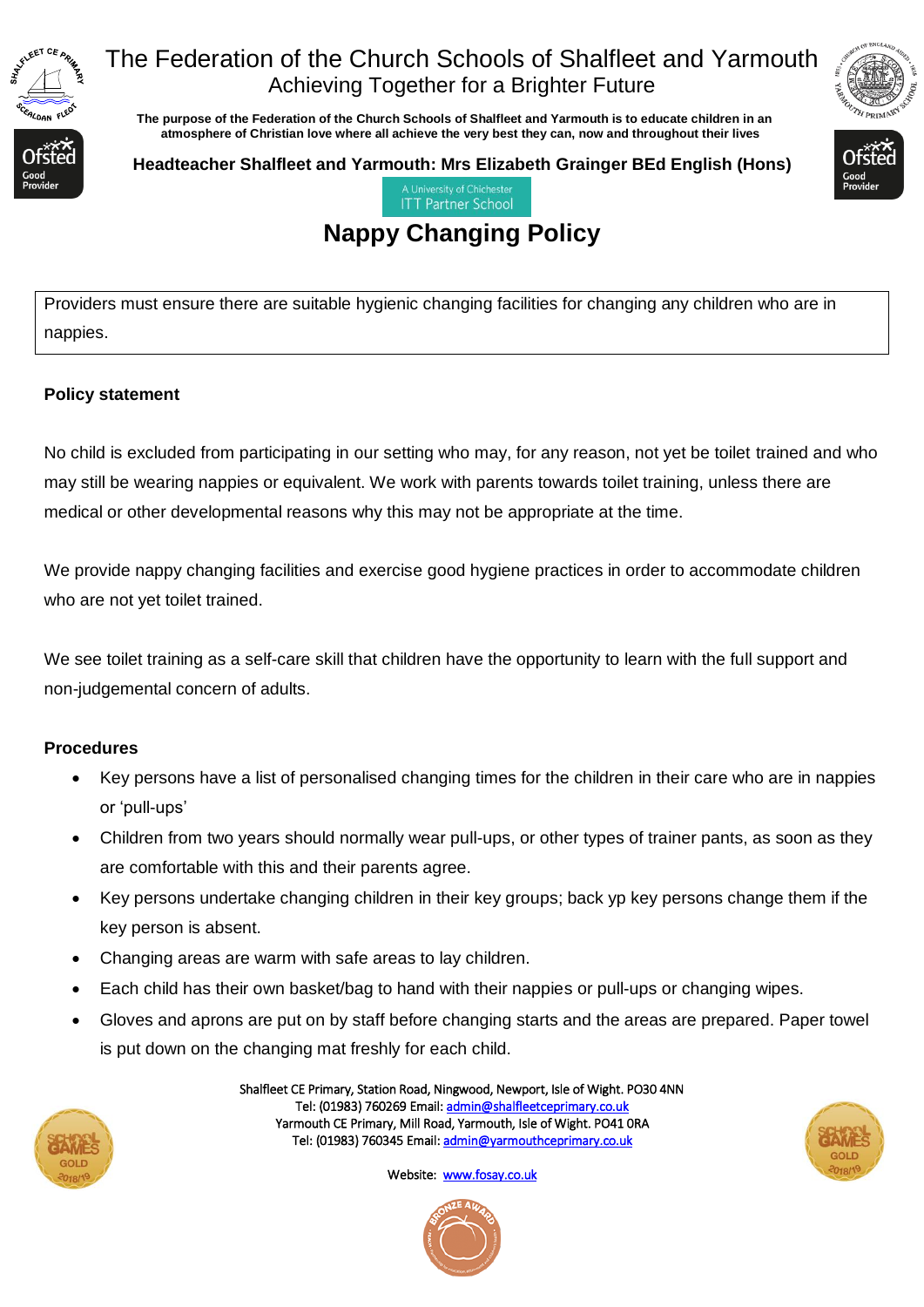# The Federation of the Church Schools of Shalfleet and Yarmouth

Achieving Together for a Brighter Future

**The purpose of the Federation of the Church Schools of Shalfleet and Yarmouth is to educate children in an atmosphere of Christian love where all achieve the very best they can, now and throughout their lives**

**Headteacher Shalfleet and Yarmouth: Mrs Elizabeth Grainger BEd English (Hons)**

A University of Chichester ITT Partner School

## Nappy Changing Policy

Providers must ensure there are suitable hygienic changing facilities for changing any children who are in nappies.

**Policy statement**

No child is excluded from participating in our setting who may, for any reason, not yet be toilet trained and who may still be wearing nappies or equivalent. We work with parents towards toilet training, unless there are medical or other developmental reasons why this may not be appropriate at the time.

We provide nappy changing facilities and exercise good hygiene practices in order to accommodate children who are not yet toilet trained.

We see toilet training as a self-care skill that children have the opportunity to learn with the full support and non-judgemental concern of adults.

**Procedures**

- Key persons have a list of personalised changing times for the children in their care who are in nappies or 'pull-ups'
- Children from two years should normally wear pull-ups, or other types of trainer pants, as soon as they are comfortable with this and their parents agree.
- Key persons undertake changing children in their key groups; back yp key persons change them if the key person is absent.
- Changing areas are warm with safe areas to lay children.
- Each child has their own basket/bag to hand with their nappies or pull-ups or changing wipes.
- Gloves and aprons are put on by staff before changing starts and the areas are prepared. Paper towel is put down on the changing mat freshly for each child.

Shalfleet CE Primary, Station Road, Ningwood, Newport, Isle of Wight. PO30 4NN
Tel: (01983) 760269 Email: admin@shalfleetceprimary.co.uk
Yarmouth CE Primary, Mill Road, Yarmouth, Isle of Wight. PO41 0RA
Tel: (01983) 760345 Email: admin@yarmouthceprimary.co.uk

Website: www.fosay.co.uk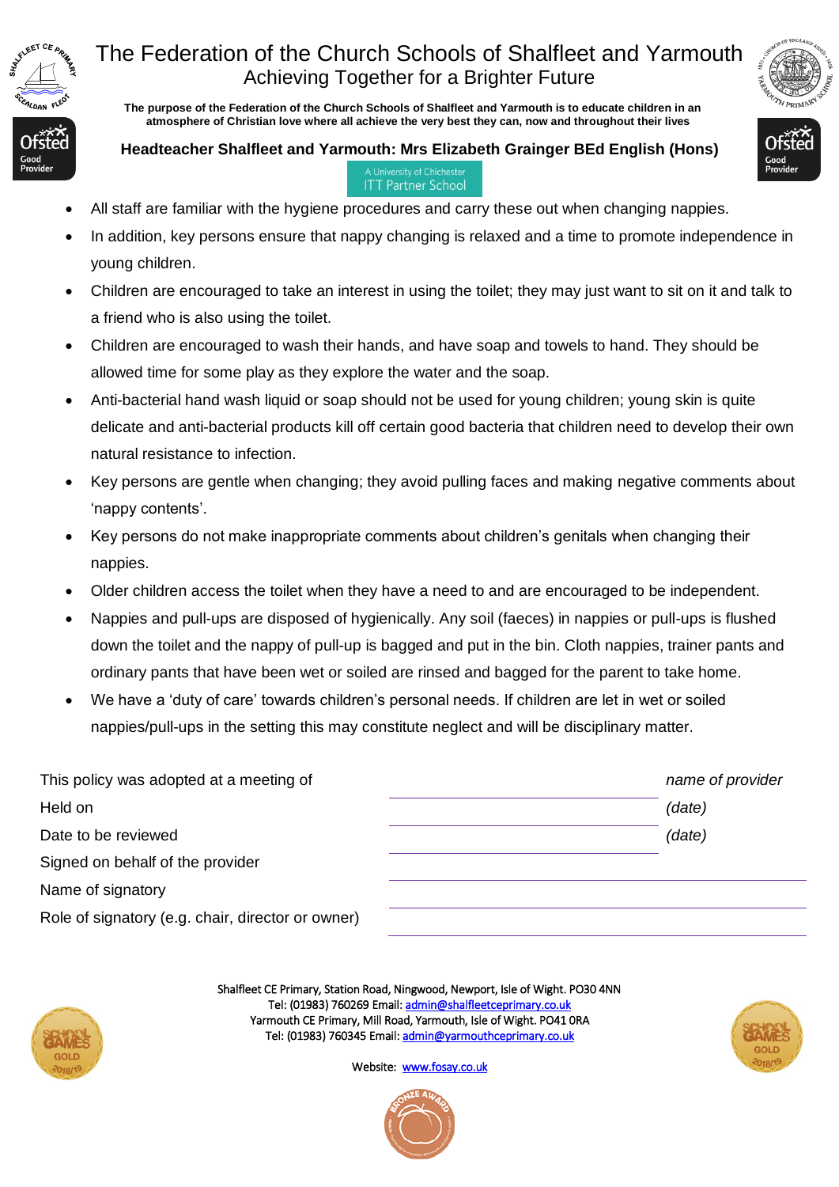- All staff are familiar with the hygiene procedures and carry these out when changing nappies.
- In addition, key persons ensure that nappy changing is relaxed and a time to promote independence in young children.
- Children are encouraged to take an interest in using the toilet; they may just want to sit on it and talk to a friend who is also using the toilet.
- Children are encouraged to wash their hands, and have soap and towels to hand. They should be allowed time for some play as they explore the water and the soap.
- Anti-bacterial hand wash liquid or soap should not be used for young children; young skin is quite delicate and anti-bacterial products kill off certain good bacteria that children need to develop their own natural resistance to infection.
- Key persons are gentle when changing; they avoid pulling faces and making negative comments about 'nappy contents'.
- Key persons do not make inappropriate comments about children's genitals when changing their nappies.
- Older children access the toilet when they have a need to and are encouraged to be independent.
- Nappies and pull-ups are disposed of hygienically. Any soil (faeces) in nappies or pull-ups is flushed down the toilet and the nappy of pull-up is bagged and put in the bin. Cloth nappies, trainer pants and ordinary pants that have been wet or soiled are rinsed and bagged for the parent to take home.
- We have a 'duty of care' towards children's personal needs. If children are let in wet or soiled nappies/pull-ups in the setting this may constitute neglect and will be disciplinary matter.

| | | |
|---|---|---|
| This policy was adopted at a meeting of | | *name of provider* |
| Held on | | *(date)* |
| Date to be reviewed | | *(date)* |
| Signed on behalf of the provider | | |
| Name of signatory | | |
| Role of signatory (e.g. chair, director or owner) | | |